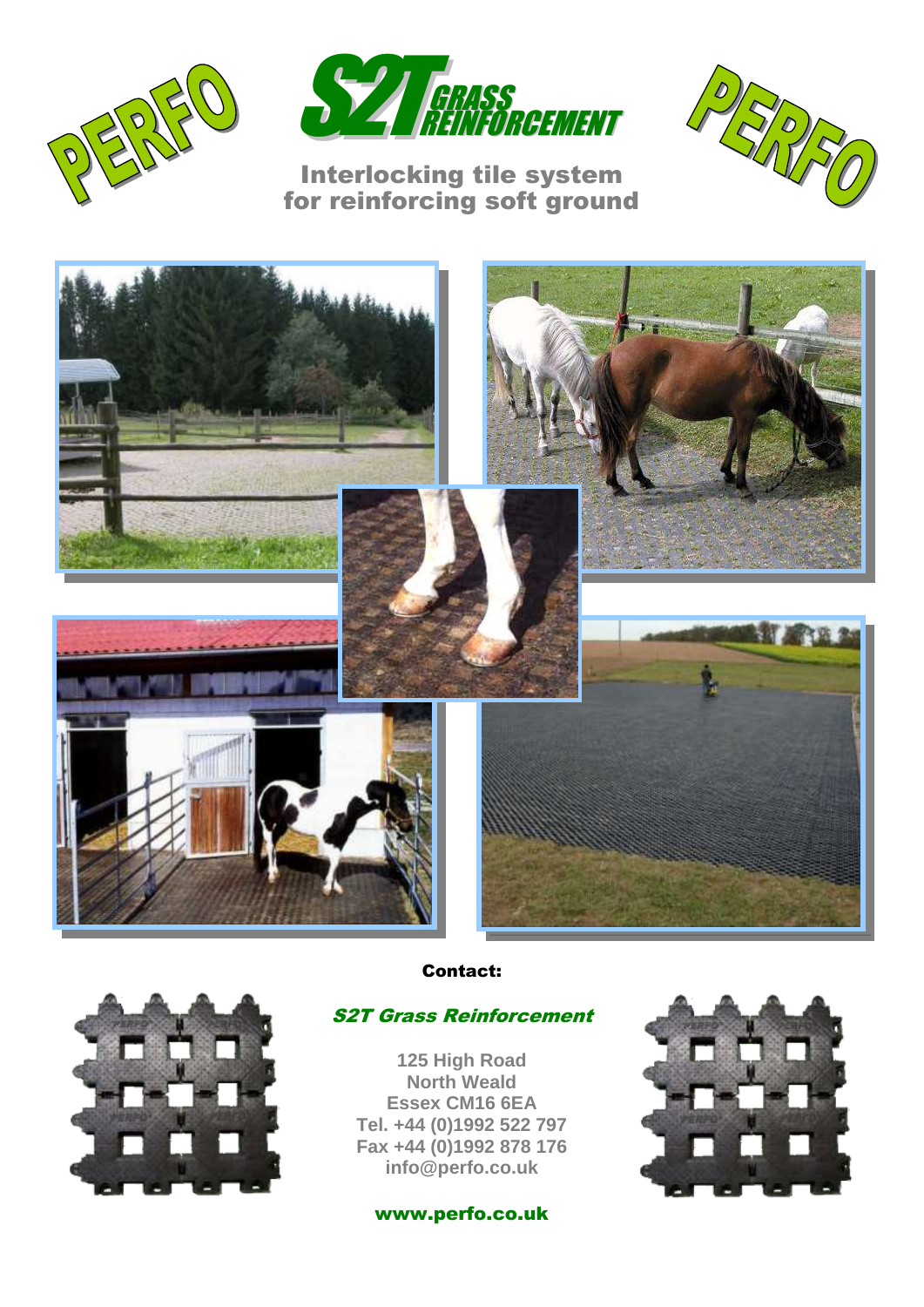PERFO

# S2T GRASS REINFORCEMENT

PERFO

## Interlocking tile system for reinforcing soft ground

**Contact:**

***S2T Grass Reinforcement***

**125 High Road**
**North Weald**
**Essex CM16 6EA**
**Tel. +44 (0)1992 522 797**
**Fax +44 (0)1992 878 176**
**info@perfo.co.uk**

**www.perfo.co.uk**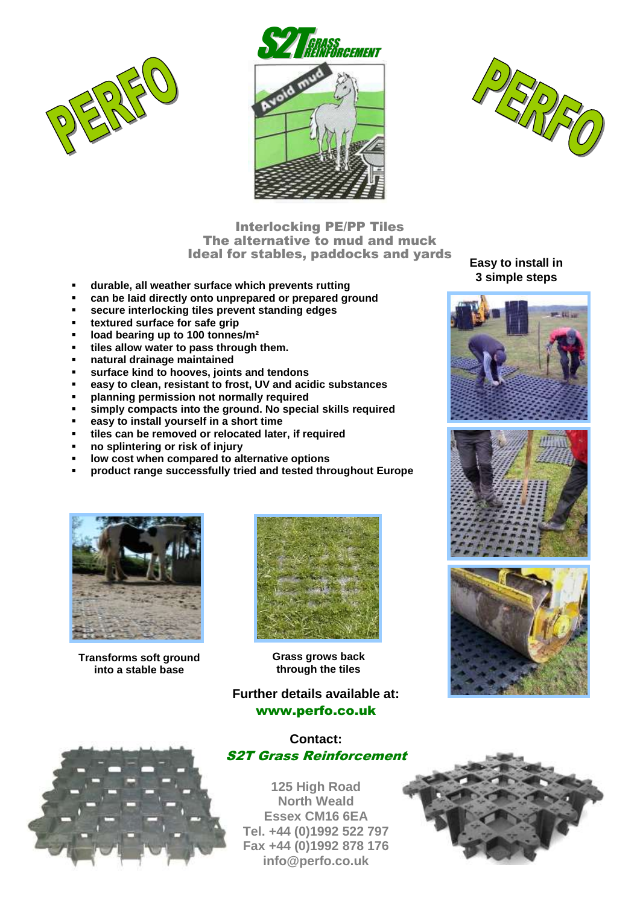PERFO

S2T GRASS REINFORCEMENT

Avoid mud

PERFO

## Interlocking PE/PP Tiles
## The alternative to mud and muck
## Ideal for stables, paddocks and yards

- **durable, all weather surface which prevents rutting**
- **can be laid directly onto unprepared or prepared ground**
- **secure interlocking tiles prevent standing edges**
- **textured surface for safe grip**
- **load bearing up to 100 tonnes/m²**
- **tiles allow water to pass through them.**
- **natural drainage maintained**
- **surface kind to hooves, joints and tendons**
- **easy to clean, resistant to frost, UV and acidic substances**
- **planning permission not normally required**
- **simply compacts into the ground. No special skills required**
- **easy to install yourself in a short time**
- **tiles can be removed or relocated later, if required**
- **no splintering or risk of injury**
- **low cost when compared to alternative options**
- **product range successfully tried and tested throughout Europe**

**Easy to install in 3 simple steps**

**Transforms soft ground into a stable base**

**Grass grows back through the tiles**

**Further details available at:**
**www.perfo.co.uk**

**Contact:**
***S2T Grass Reinforcement***

**125 High Road**
**North Weald**
**Essex CM16 6EA**
**Tel. +44 (0)1992 522 797**
**Fax +44 (0)1992 878 176**
**info@perfo.co.uk**